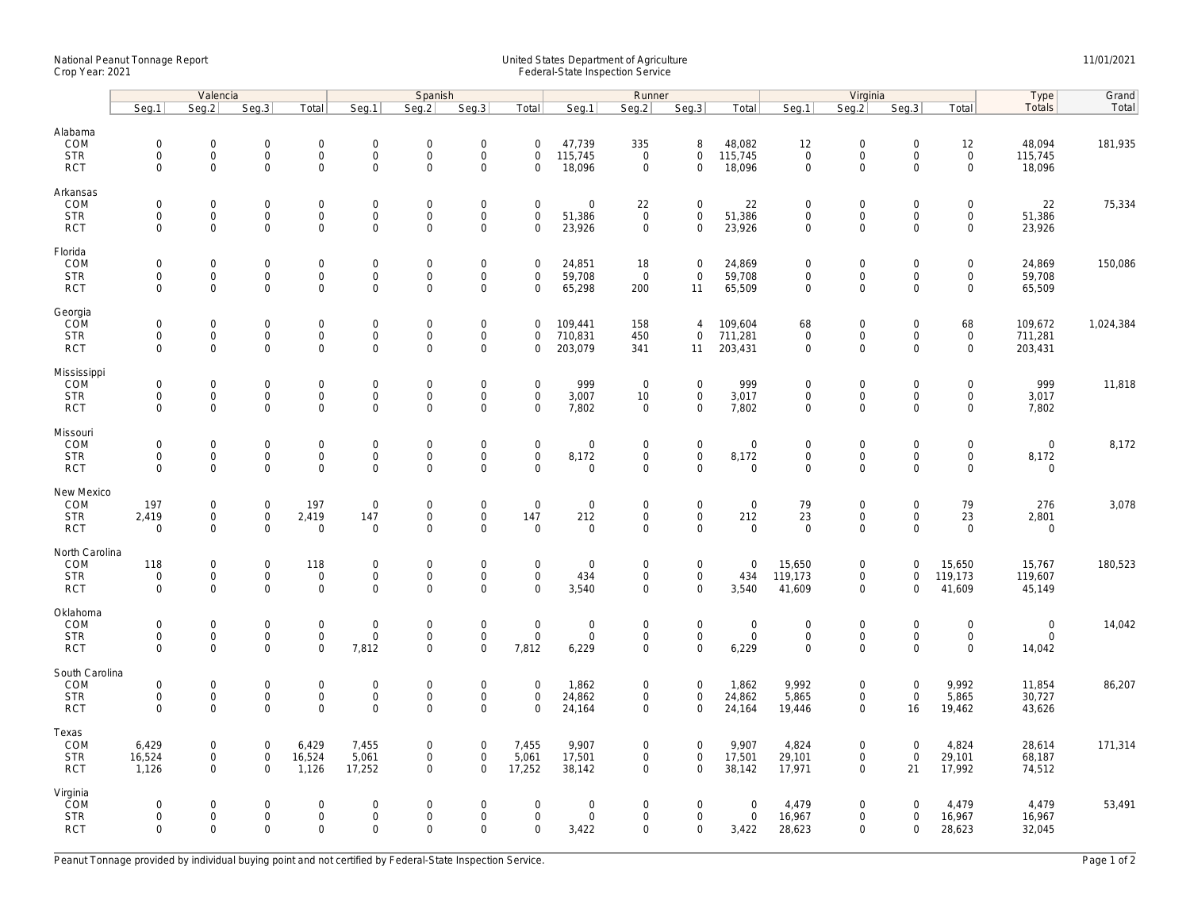National Peanut Tonnage Report
Crop Year: 2021

United States Department of Agriculture
Federal-State Inspection Service

11/01/2021

| | Valencia | | | | Spanish | | | | Runner | | | | Virginia | | | | Type | Grand |
|---|---|---|---|---|---|---|---|---|---|---|---|---|---|---|---|---|---|---|
| | Seg.1 | Seg.2 | Seg.3 | Total | Seg.1 | Seg.2 | Seg.3 | Total | Seg.1 | Seg.2 | Seg.3 | Total | Seg.1 | Seg.2 | Seg.3 | Total | Totals | Total |
| **Alabama** | | | | | | | | | | | | | | | | | | |
| COM | 0 | 0 | 0 | 0 | 0 | 0 | 0 | 0 | 47,739 | 335 | 8 | 48,082 | 12 | 0 | 0 | 12 | 48,094 | 181,935 |
| STR | 0 | 0 | 0 | 0 | 0 | 0 | 0 | 0 | 115,745 | 0 | 0 | 115,745 | 0 | 0 | 0 | 0 | 115,745 | |
| RCT | 0 | 0 | 0 | 0 | 0 | 0 | 0 | 0 | 18,096 | 0 | 0 | 18,096 | 0 | 0 | 0 | 0 | 18,096 | |
| **Arkansas** | | | | | | | | | | | | | | | | | | |
| COM | 0 | 0 | 0 | 0 | 0 | 0 | 0 | 0 | 0 | 22 | 0 | 22 | 0 | 0 | 0 | 0 | 22 | 75,334 |
| STR | 0 | 0 | 0 | 0 | 0 | 0 | 0 | 0 | 51,386 | 0 | 0 | 51,386 | 0 | 0 | 0 | 0 | 51,386 | |
| RCT | 0 | 0 | 0 | 0 | 0 | 0 | 0 | 0 | 23,926 | 0 | 0 | 23,926 | 0 | 0 | 0 | 0 | 23,926 | |
| **Florida** | | | | | | | | | | | | | | | | | | |
| COM | 0 | 0 | 0 | 0 | 0 | 0 | 0 | 0 | 24,851 | 18 | 0 | 24,869 | 0 | 0 | 0 | 0 | 24,869 | 150,086 |
| STR | 0 | 0 | 0 | 0 | 0 | 0 | 0 | 0 | 59,708 | 0 | 0 | 59,708 | 0 | 0 | 0 | 0 | 59,708 | |
| RCT | 0 | 0 | 0 | 0 | 0 | 0 | 0 | 0 | 65,298 | 200 | 11 | 65,509 | 0 | 0 | 0 | 0 | 65,509 | |
| **Georgia** | | | | | | | | | | | | | | | | | | |
| COM | 0 | 0 | 0 | 0 | 0 | 0 | 0 | 0 | 109,441 | 158 | 4 | 109,604 | 68 | 0 | 0 | 68 | 109,672 | 1,024,384 |
| STR | 0 | 0 | 0 | 0 | 0 | 0 | 0 | 0 | 710,831 | 450 | 0 | 711,281 | 0 | 0 | 0 | 0 | 711,281 | |
| RCT | 0 | 0 | 0 | 0 | 0 | 0 | 0 | 0 | 203,079 | 341 | 11 | 203,431 | 0 | 0 | 0 | 0 | 203,431 | |
| **Mississippi** | | | | | | | | | | | | | | | | | | |
| COM | 0 | 0 | 0 | 0 | 0 | 0 | 0 | 0 | 999 | 0 | 0 | 999 | 0 | 0 | 0 | 0 | 999 | 11,818 |
| STR | 0 | 0 | 0 | 0 | 0 | 0 | 0 | 0 | 3,007 | 10 | 0 | 3,017 | 0 | 0 | 0 | 0 | 3,017 | |
| RCT | 0 | 0 | 0 | 0 | 0 | 0 | 0 | 0 | 7,802 | 0 | 0 | 7,802 | 0 | 0 | 0 | 0 | 7,802 | |
| **Missouri** | | | | | | | | | | | | | | | | | | |
| COM | 0 | 0 | 0 | 0 | 0 | 0 | 0 | 0 | 0 | 0 | 0 | 0 | 0 | 0 | 0 | 0 | 0 | 8,172 |
| STR | 0 | 0 | 0 | 0 | 0 | 0 | 0 | 0 | 8,172 | 0 | 0 | 8,172 | 0 | 0 | 0 | 0 | 8,172 | |
| RCT | 0 | 0 | 0 | 0 | 0 | 0 | 0 | 0 | 0 | 0 | 0 | 0 | 0 | 0 | 0 | 0 | 0 | |
| **New Mexico** | | | | | | | | | | | | | | | | | | |
| COM | 197 | 0 | 0 | 197 | 0 | 0 | 0 | 0 | 0 | 0 | 0 | 0 | 79 | 0 | 0 | 79 | 276 | 3,078 |
| STR | 2,419 | 0 | 0 | 2,419 | 147 | 0 | 0 | 147 | 212 | 0 | 0 | 212 | 23 | 0 | 0 | 23 | 2,801 | |
| RCT | 0 | 0 | 0 | 0 | 0 | 0 | 0 | 0 | 0 | 0 | 0 | 0 | 0 | 0 | 0 | 0 | 0 | |
| **North Carolina** | | | | | | | | | | | | | | | | | | |
| COM | 118 | 0 | 0 | 118 | 0 | 0 | 0 | 0 | 0 | 0 | 0 | 0 | 15,650 | 0 | 0 | 15,650 | 15,767 | 180,523 |
| STR | 0 | 0 | 0 | 0 | 0 | 0 | 0 | 0 | 434 | 0 | 0 | 434 | 119,173 | 0 | 0 | 119,173 | 119,607 | |
| RCT | 0 | 0 | 0 | 0 | 0 | 0 | 0 | 0 | 3,540 | 0 | 0 | 3,540 | 41,609 | 0 | 0 | 41,609 | 45,149 | |
| **Oklahoma** | | | | | | | | | | | | | | | | | | |
| COM | 0 | 0 | 0 | 0 | 0 | 0 | 0 | 0 | 0 | 0 | 0 | 0 | 0 | 0 | 0 | 0 | 0 | 14,042 |
| STR | 0 | 0 | 0 | 0 | 0 | 0 | 0 | 0 | 0 | 0 | 0 | 0 | 0 | 0 | 0 | 0 | 0 | |
| RCT | 0 | 0 | 0 | 0 | 7,812 | 0 | 0 | 7,812 | 6,229 | 0 | 0 | 6,229 | 0 | 0 | 0 | 0 | 14,042 | |
| **South Carolina** | | | | | | | | | | | | | | | | | | |
| COM | 0 | 0 | 0 | 0 | 0 | 0 | 0 | 0 | 1,862 | 0 | 0 | 1,862 | 9,992 | 0 | 0 | 9,992 | 11,854 | 86,207 |
| STR | 0 | 0 | 0 | 0 | 0 | 0 | 0 | 0 | 24,862 | 0 | 0 | 24,862 | 5,865 | 0 | 0 | 5,865 | 30,727 | |
| RCT | 0 | 0 | 0 | 0 | 0 | 0 | 0 | 0 | 24,164 | 0 | 0 | 24,164 | 19,446 | 0 | 16 | 19,462 | 43,626 | |
| **Texas** | | | | | | | | | | | | | | | | | | |
| COM | 6,429 | 0 | 0 | 6,429 | 7,455 | 0 | 0 | 7,455 | 9,907 | 0 | 0 | 9,907 | 4,824 | 0 | 0 | 4,824 | 28,614 | 171,314 |
| STR | 16,524 | 0 | 0 | 16,524 | 5,061 | 0 | 0 | 5,061 | 17,501 | 0 | 0 | 17,501 | 29,101 | 0 | 0 | 29,101 | 68,187 | |
| RCT | 1,126 | 0 | 0 | 1,126 | 17,252 | 0 | 0 | 17,252 | 38,142 | 0 | 0 | 38,142 | 17,971 | 0 | 21 | 17,992 | 74,512 | |
| **Virginia** | | | | | | | | | | | | | | | | | | |
| COM | 0 | 0 | 0 | 0 | 0 | 0 | 0 | 0 | 0 | 0 | 0 | 0 | 4,479 | 0 | 0 | 4,479 | 4,479 | 53,491 |
| STR | 0 | 0 | 0 | 0 | 0 | 0 | 0 | 0 | 0 | 0 | 0 | 0 | 16,967 | 0 | 0 | 16,967 | 16,967 | |
| RCT | 0 | 0 | 0 | 0 | 0 | 0 | 0 | 0 | 3,422 | 0 | 0 | 3,422 | 28,623 | 0 | 0 | 28,623 | 32,045 | |

Peanut Tonnage provided by individual buying point and not certified by Federal-State Inspection Service.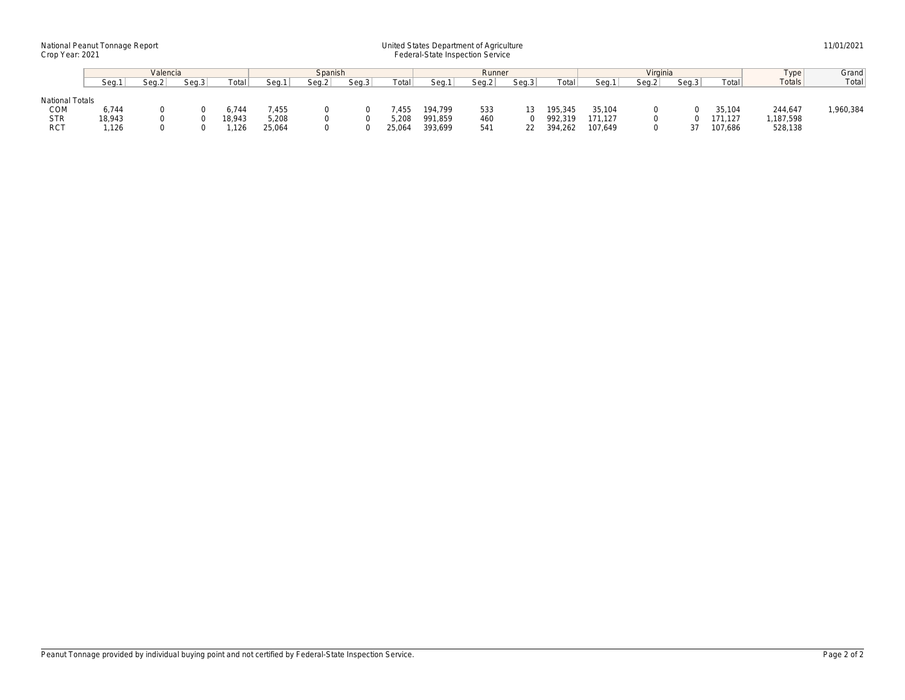National Peanut Tonnage Report
Crop Year: 2021

United States Department of Agriculture
Federal-State Inspection Service

11/01/2021

| | Valencia | | | | Spanish | | | | Runner | | | | Virginia | | | | Type | Grand |
|---|---|---|---|---|---|---|---|---|---|---|---|---|---|---|---|---|---|---|
| | Seg.1 | Seg.2 | Seg.3 | Total | Seg.1 | Seg.2 | Seg.3 | Total | Seg.1 | Seg.2 | Seg.3 | Total | Seg.1 | Seg.2 | Seg.3 | Total | Totals | Total |
| National Totals | | | | | | | | | | | | | | | | | | |
| COM | 6,744 | 0 | 0 | 6,744 | 7,455 | 0 | 0 | 7,455 | 194,799 | 533 | 13 | 195,345 | 35,104 | 0 | 0 | 35,104 | 244,647 | 1,960,384 |
| STR | 18,943 | 0 | 0 | 18,943 | 5,208 | 0 | 0 | 5,208 | 991,859 | 460 | 0 | 992,319 | 171,127 | 0 | 0 | 171,127 | 1,187,598 | |
| RCT | 1,126 | 0 | 0 | 1,126 | 25,064 | 0 | 0 | 25,064 | 393,699 | 541 | 22 | 394,262 | 107,649 | 0 | 37 | 107,686 | 528,138 | |

Peanut Tonnage provided by individual buying point and not certified by Federal-State Inspection Service.